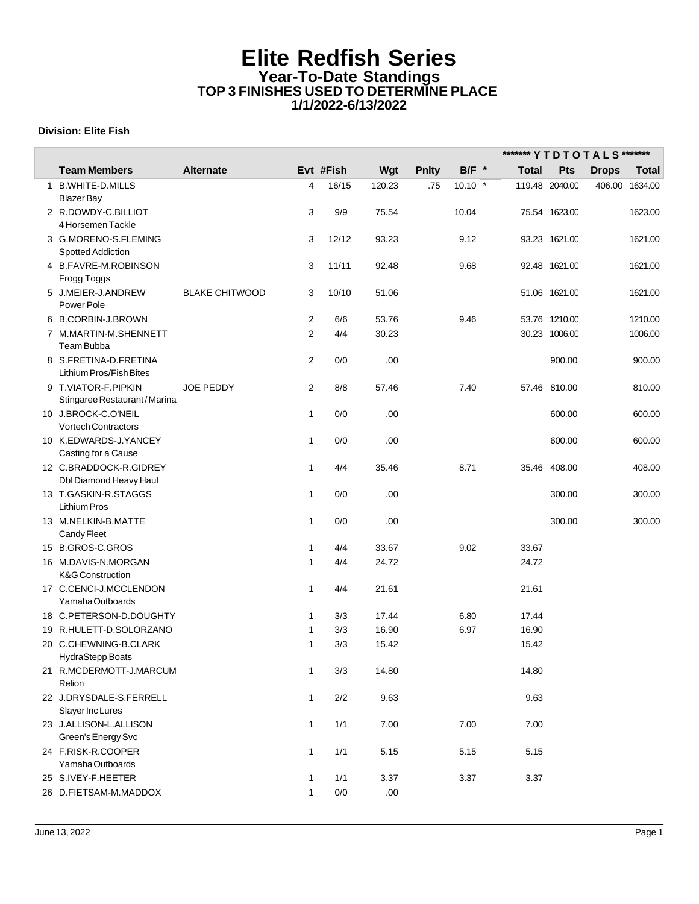# Elite Redfish Series

## Year-To-Date Standings

### TOP 3 FINISHES USED TO DETERMINE PLACE

### 1/1/2022-6/13/2022

**Division: Elite Fish**

| | | | | | | | | | ******* Y T D T O T A L S ******* | | | |
|---|---|---|---|---|---|---|---|---|---|---|---|---|
| | **Team Members** | **Alternate** | **Evt** | **#Fish** | **Wgt** | **Pnlty** | **B/F** | * | **Total** | **Pts** | **Drops** | **Total** |
| 1 | B.WHITE-D.MILLS<br>Blazer Bay | | 4 | 16/15 | 120.23 | .75 | 10.10 | * | 119.48 | 2040.00 | 406.00 | 1634.00 |
| 2 | R.DOWDY-C.BILLIOT<br>4 Horsemen Tackle | | 3 | 9/9 | 75.54 | | 10.04 | | 75.54 | 1623.00 | | 1623.00 |
| 3 | G.MORENO-S.FLEMING<br>Spotted Addiction | | 3 | 12/12 | 93.23 | | 9.12 | | 93.23 | 1621.00 | | 1621.00 |
| 4 | B.FAVRE-M.ROBINSON<br>Frogg Toggs | | 3 | 11/11 | 92.48 | | 9.68 | | 92.48 | 1621.00 | | 1621.00 |
| 5 | J.MEIER-J.ANDREW<br>Power Pole | BLAKE CHITWOOD | 3 | 10/10 | 51.06 | | | | 51.06 | 1621.00 | | 1621.00 |
| 6 | B.CORBIN-J.BROWN | | 2 | 6/6 | 53.76 | | 9.46 | | 53.76 | 1210.00 | | 1210.00 |
| 7 | M.MARTIN-M.SHENNETT<br>Team Bubba | | 2 | 4/4 | 30.23 | | | | 30.23 | 1006.00 | | 1006.00 |
| 8 | S.FRETINA-D.FRETINA<br>Lithium Pros/Fish Bites | | 2 | 0/0 | .00 | | | | | 900.00 | | 900.00 |
| 9 | T.VIATOR-F.PIPKIN<br>Stingaree Restaurant / Marina | JOE PEDDY | 2 | 8/8 | 57.46 | | 7.40 | | 57.46 | 810.00 | | 810.00 |
| 10 | J.BROCK-C.O'NEIL<br>Vortech Contractors | | 1 | 0/0 | .00 | | | | | 600.00 | | 600.00 |
| 10 | K.EDWARDS-J.YANCEY<br>Casting for a Cause | | 1 | 0/0 | .00 | | | | | 600.00 | | 600.00 |
| 12 | C.BRADDOCK-R.GIDREY<br>Dbl Diamond Heavy Haul | | 1 | 4/4 | 35.46 | | 8.71 | | 35.46 | 408.00 | | 408.00 |
| 13 | T.GASKIN-R.STAGGS<br>Lithium Pros | | 1 | 0/0 | .00 | | | | | 300.00 | | 300.00 |
| 13 | M.NELKIN-B.MATTE<br>Candy Fleet | | 1 | 0/0 | .00 | | | | | 300.00 | | 300.00 |
| 15 | B.GROS-C.GROS | | 1 | 4/4 | 33.67 | | 9.02 | | 33.67 | | | |
| 16 | M.DAVIS-N.MORGAN<br>K&G Construction | | 1 | 4/4 | 24.72 | | | | 24.72 | | | |
| 17 | C.CENCI-J.MCCLENDON<br>Yamaha Outboards | | 1 | 4/4 | 21.61 | | | | 21.61 | | | |
| 18 | C.PETERSON-D.DOUGHTY | | 1 | 3/3 | 17.44 | | 6.80 | | 17.44 | | | |
| 19 | R.HULETT-D.SOLORZANO | | 1 | 3/3 | 16.90 | | 6.97 | | 16.90 | | | |
| 20 | C.CHEWNING-B.CLARK<br>HydraStepp Boats | | 1 | 3/3 | 15.42 | | | | 15.42 | | | |
| 21 | R.MCDERMOTT-J.MARCUM<br>Relion | | 1 | 3/3 | 14.80 | | | | 14.80 | | | |
| 22 | J.DRYSDALE-S.FERRELL<br>Slayer Inc Lures | | 1 | 2/2 | 9.63 | | | | 9.63 | | | |
| 23 | J.ALLISON-L.ALLISON<br>Green's Energy Svc | | 1 | 1/1 | 7.00 | | 7.00 | | 7.00 | | | |
| 24 | F.RISK-R.COOPER<br>Yamaha Outboards | | 1 | 1/1 | 5.15 | | 5.15 | | 5.15 | | | |
| 25 | S.IVEY-F.HEETER | | 1 | 1/1 | 3.37 | | 3.37 | | 3.37 | | | |
| 26 | D.FIETSAM-M.MADDOX | | 1 | 0/0 | .00 | | | | | | | |

June 13, 2022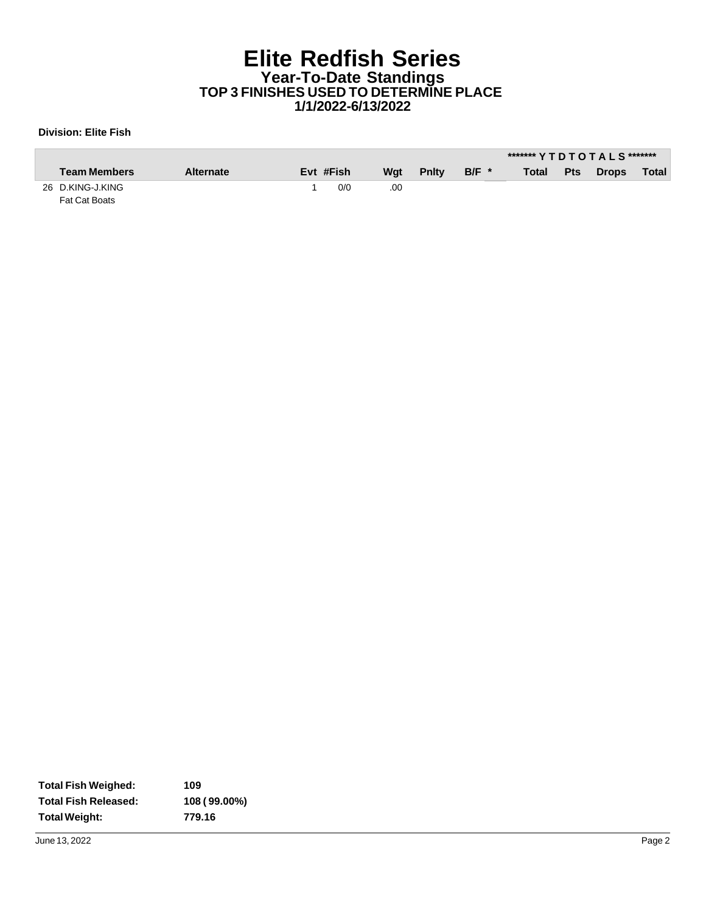# Elite Redfish Series

## Year-To-Date Standings

### TOP 3 FINISHES USED TO DETERMINE PLACE

### 1/1/2022-6/13/2022

**Division: Elite Fish**

| | | | | | | | | | ******* Y T D T O T A L S ******* | | | |
|---|---|---|---|---|---|---|---|---|---|---|---|---|
| | **Team Members** | **Alternate** | **Evt** | **#Fish** | **Wgt** | **Pnlty** | **B/F** | ***** | **Total** | **Pts** | **Drops** | **Total** |
| 26 | D.KING-J.KING<br>Fat Cat Boats | | 1 | 0/0 | .00 | | | | | | | |

**Total Fish Weighed:** 109

**Total Fish Released:** 108 ( 99.00%)

**Total Weight:** 779.16

June 13, 2022